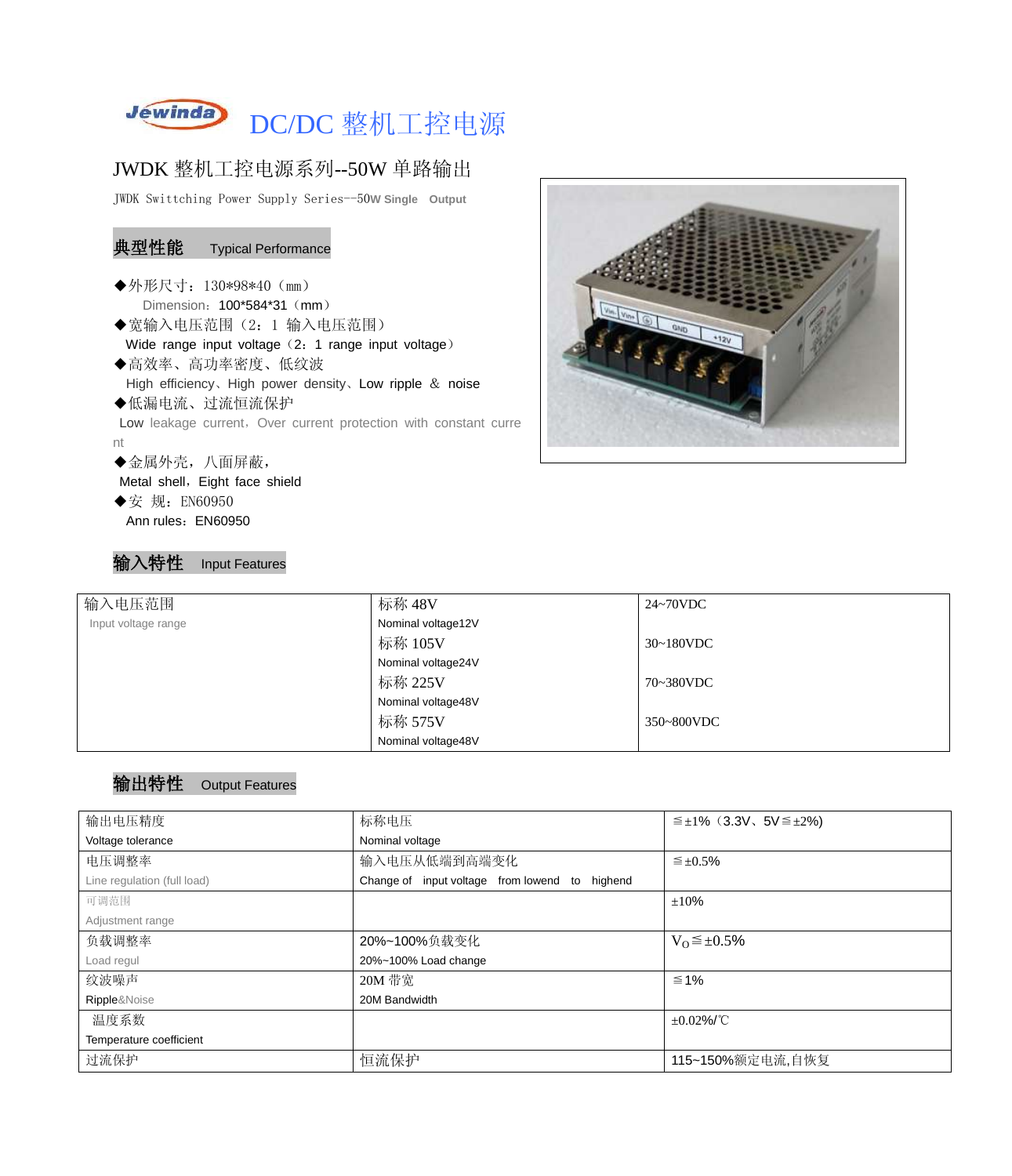# DC/DC 整机工控电源

## JWDK 整机工控电源系列--50W 单路输出

JWDK Swittching Power Supply Series--50W Single Output

### 典型性能 Typical Performance

◆外形尺寸：130*98*40（mm）

Dimension：100*584*31（mm）

◆宽输入电压范围（2：1 输入电压范围）

Wide range input voltage（2：1 range input voltage）

◆高效率、高功率密度、低纹波

High efficiency、High power density、Low ripple & noise

◆低漏电流、过流恒流保护

Low leakage current，Over current protection with constant current

◆金属外壳，八面屏蔽，

Metal shell，Eight face shield

◆安 规：EN60950

Ann rules：EN60950

### 输入特性 Input Features

| 输入电压范围<br>Input voltage range | 标称 48V<br>Nominal voltage12V | 24~70VDC |
|---|---|---|
| | 标称 105V<br>Nominal voltage24V | 30~180VDC |
| | 标称 225V<br>Nominal voltage48V | 70~380VDC |
| | 标称 575V<br>Nominal voltage48V | 350~800VDC |

### 输出特性 Output Features

| 输出电压精度<br>Voltage tolerance | 标称电压<br>Nominal voltage | ≦±1%（3.3V、5V≦±2%) |
|---|---|---|
| 电压调整率<br>Line regulation (full load) | 输入电压从低端到高端变化<br>Change of input voltage from lowend to highend | ≦±0.5% |
| 可调范围<br>Adjustment range | | ±10% |
| 负载调整率<br>Load regul | 20%~100%负载变化<br>20%~100% Load change | $V_O$≦±0.5% |
| 纹波噪声<br>Ripple&Noise | 20M 带宽<br>20M Bandwidth | ≦1% |
| 温度系数<br>Temperature coefficient | | ±0.02%/℃ |
| 过流保护 | 恒流保护 | 115~150%额定电流,自恢复 |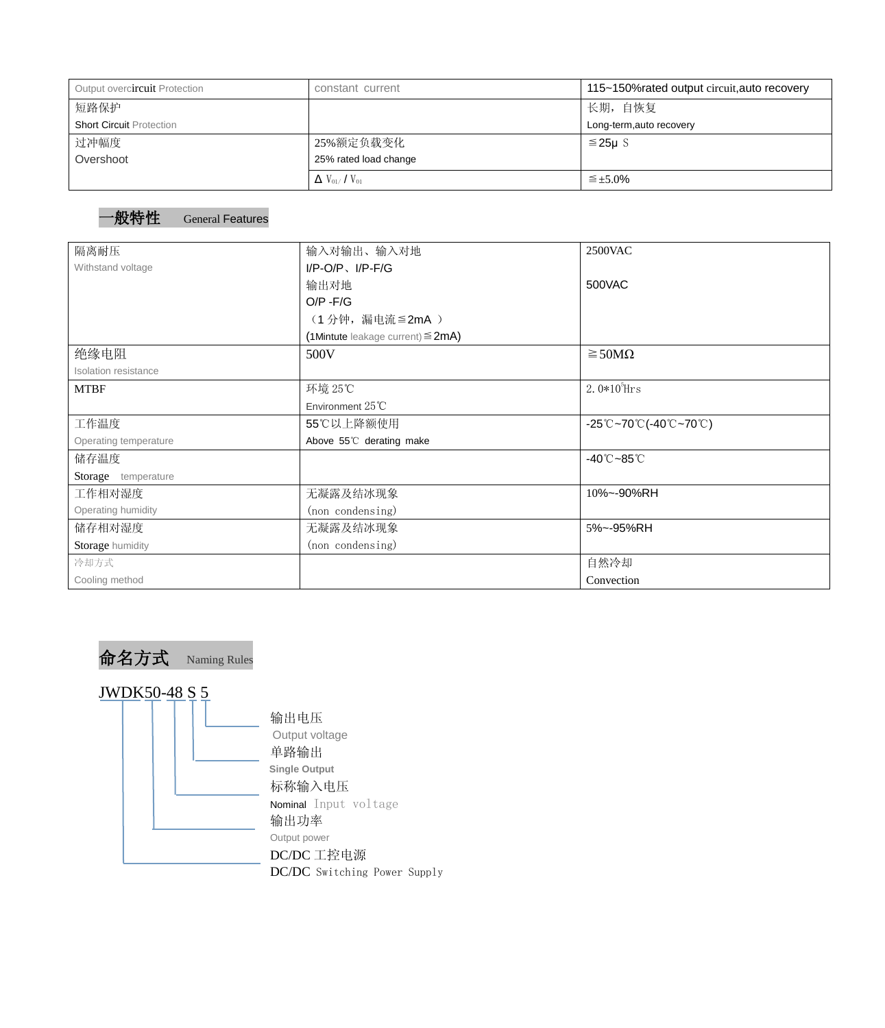| Output overcircuit Protection | constant current | 115~150%rated output circuit,auto recovery |
|---|---|---|
| 短路保护<br>Short Circuit Protection | | 长期，自恢复<br>Long-term,auto recovery |
| 过冲幅度<br>Overshoot | 25%额定负载变化<br>25% rated load change | ≦25μ S |
| | Δ $V_{01}$ / $V_{01}$ | ≦±5.0% |

## 一般特性 General Features

| 隔离耐压<br>Withstand voltage | 输入对输出、输入对地<br>I/P-O/P、I/P-F/G<br>输出对地<br>O/P -F/G<br>（1 分钟，漏电流≦2mA ）<br>(1Mintute leakage current)≦2mA) | 2500VAC<br><br>500VAC |
|---|---|---|
| 绝缘电阻<br>Isolation resistance | 500V | ≧50MΩ |
| MTBF | 环境 25℃<br>Environment 25℃ | 2.0*$10^5$Hrs |
| 工作温度<br>Operating temperature | 55℃以上降额使用<br>Above 55℃ derating make | -25℃~70℃(-40℃~70℃) |
| 储存温度<br>Storage temperature | | -40℃~85℃ |
| 工作相对湿度<br>Operating humidity | 无凝露及结冰现象<br>(non condensing) | 10%~-90%RH |
| 储存相对湿度<br>Storage humidity | 无凝露及结冰现象<br>(non condensing) | 5%~-95%RH |
| 冷却方式<br>Cooling method | | 自然冷却<br>Convection |

## 命名方式 Naming Rules

JWDK50-48 S 5

- 5 — 输出电压 Output voltage
- S — 单路输出 Single Output
- 48 — 标称输入电压 Nominal Input voltage
- 50 — 输出功率 Output power
- JWDK — DC/DC 工控电源 DC/DC Switching Power Supply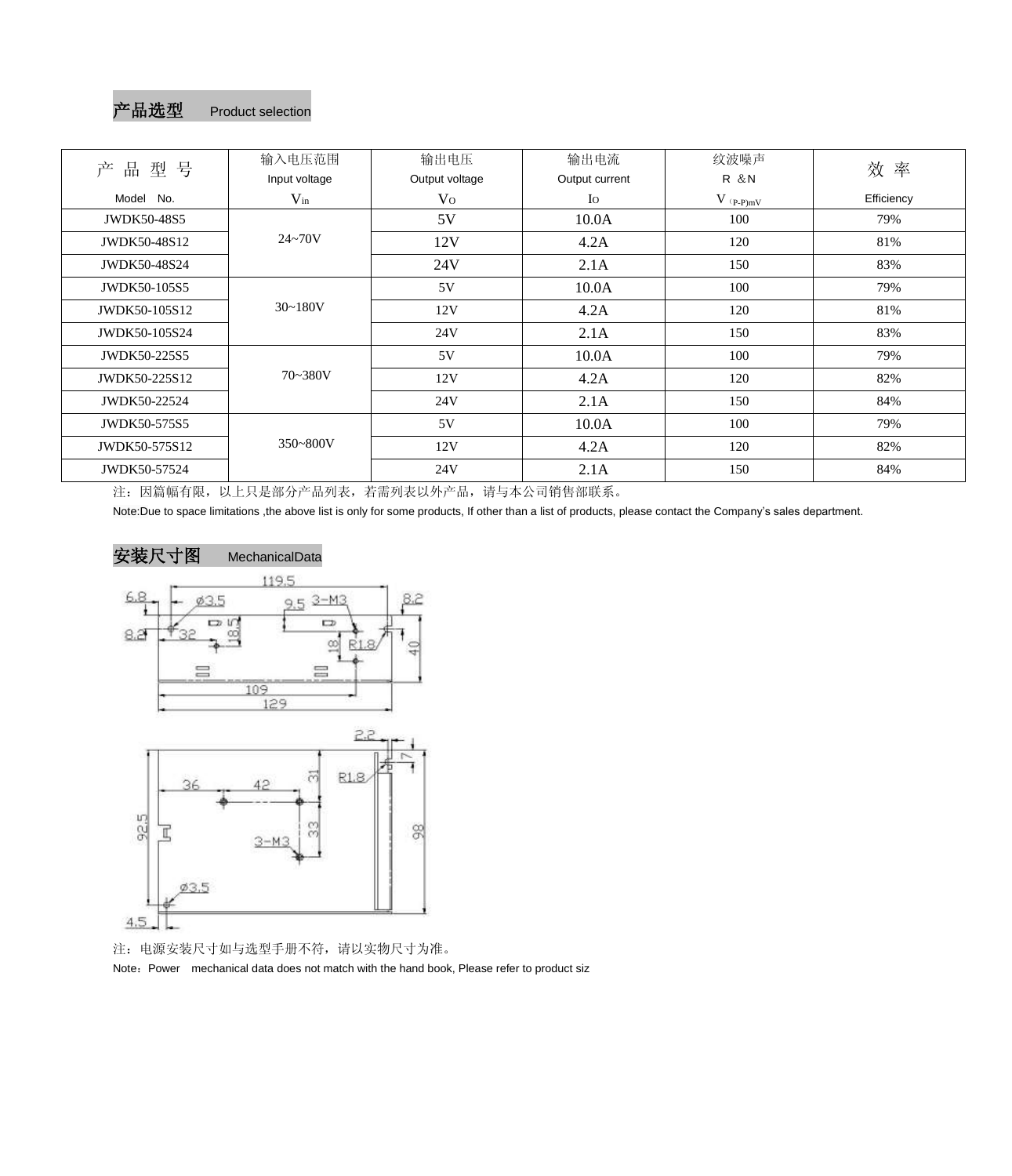## 产品选型 Product selection

| 产 品 型 号<br>Model No. | 输入电压范围<br>Input voltage<br>Vin | 输出电压<br>Output voltage<br>Vo | 输出电流<br>Output current<br>Io | 纹波噪声<br>R &N<br>V (P-P)mV | 效 率<br>Efficiency |
|---|---|---|---|---|---|
| JWDK50-48S5 | 24~70V | 5V | 10.0A | 100 | 79% |
| JWDK50-48S12 | | 12V | 4.2A | 120 | 81% |
| JWDK50-48S24 | | 24V | 2.1A | 150 | 83% |
| JWDK50-105S5 | 30~180V | 5V | 10.0A | 100 | 79% |
| JWDK50-105S12 | | 12V | 4.2A | 120 | 81% |
| JWDK50-105S24 | | 24V | 2.1A | 150 | 83% |
| JWDK50-225S5 | 70~380V | 5V | 10.0A | 100 | 79% |
| JWDK50-225S12 | | 12V | 4.2A | 120 | 82% |
| JWDK50-22524 | | 24V | 2.1A | 150 | 84% |
| JWDK50-575S5 | 350~800V | 5V | 10.0A | 100 | 79% |
| JWDK50-575S12 | | 12V | 4.2A | 120 | 82% |
| JWDK50-57524 | | 24V | 2.1A | 150 | 84% |

注：因篇幅有限，以上只是部分产品列表，若需列表以外产品，请与本公司销售部联系。

Note:Due to space limitations ,the above list is only for some products, If other than a list of products, please contact the Company's sales department.

## 安装尺寸图 MechanicalData

119.5
6.8
ø3.5
9.5
3-M3
8.2
8.2
32
18.5
18
R1.8
40
109
129

2.2
7
R1.8
36
42
31
92.5
33
3-M3
98
ø3.5
4.5

注：电源安装尺寸如与选型手册不符，请以实物尺寸为准。

Note：Power mechanical data does not match with the hand book, Please refer to product siz